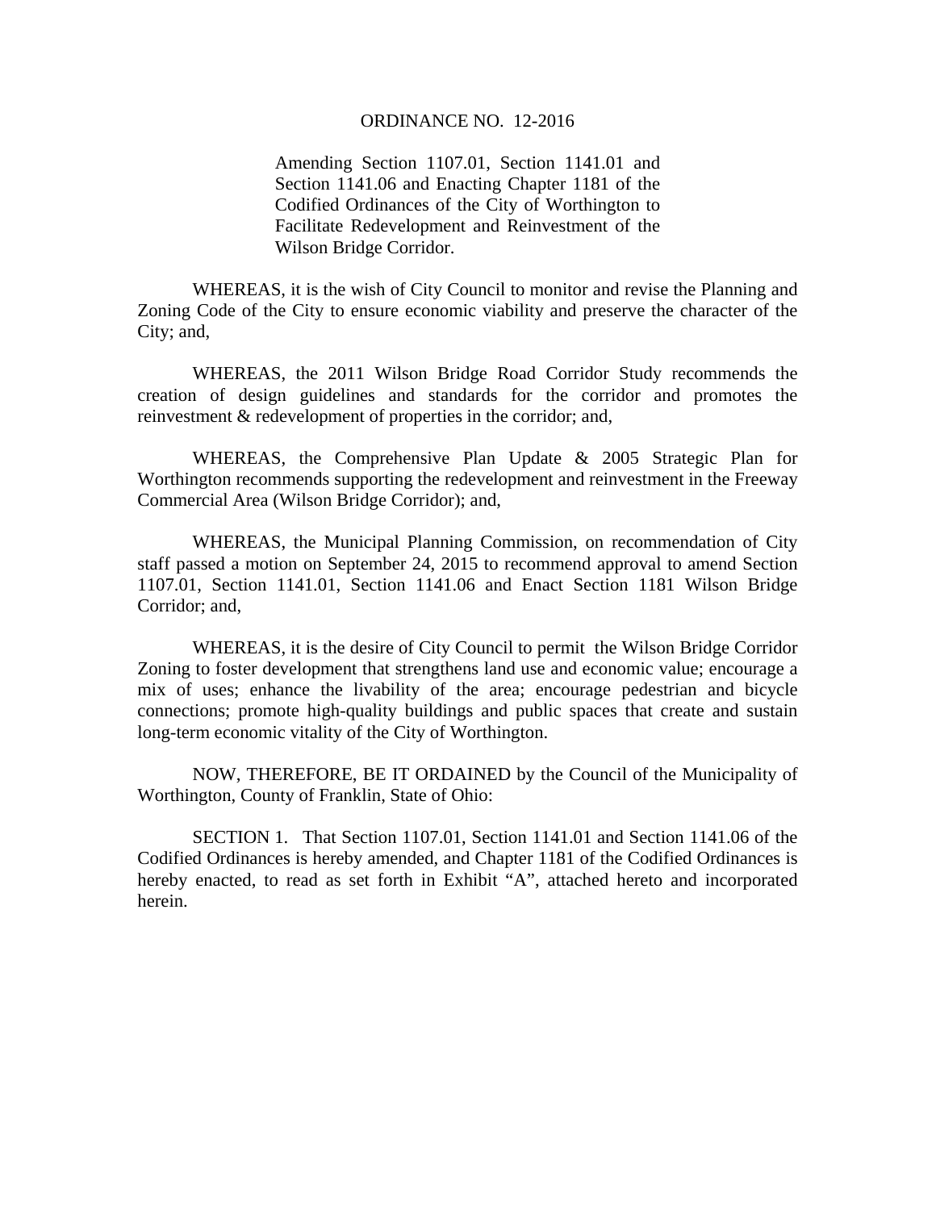ORDINANCE NO. 12-2016

Amending Section 1107.01, Section 1141.01 and Section 1141.06 and Enacting Chapter 1181 of the Codified Ordinances of the City of Worthington to Facilitate Redevelopment and Reinvestment of the Wilson Bridge Corridor.

WHEREAS, it is the wish of City Council to monitor and revise the Planning and Zoning Code of the City to ensure economic viability and preserve the character of the City; and,

WHEREAS, the 2011 Wilson Bridge Road Corridor Study recommends the creation of design guidelines and standards for the corridor and promotes the reinvestment & redevelopment of properties in the corridor; and,

WHEREAS, the Comprehensive Plan Update & 2005 Strategic Plan for Worthington recommends supporting the redevelopment and reinvestment in the Freeway Commercial Area (Wilson Bridge Corridor); and,

WHEREAS, the Municipal Planning Commission, on recommendation of City staff passed a motion on September 24, 2015 to recommend approval to amend Section 1107.01, Section 1141.01, Section 1141.06 and Enact Section 1181 Wilson Bridge Corridor; and,

WHEREAS, it is the desire of City Council to permit the Wilson Bridge Corridor Zoning to foster development that strengthens land use and economic value; encourage a mix of uses; enhance the livability of the area; encourage pedestrian and bicycle connections; promote high-quality buildings and public spaces that create and sustain long-term economic vitality of the City of Worthington.

NOW, THEREFORE, BE IT ORDAINED by the Council of the Municipality of Worthington, County of Franklin, State of Ohio:

SECTION 1. That Section 1107.01, Section 1141.01 and Section 1141.06 of the Codified Ordinances is hereby amended, and Chapter 1181 of the Codified Ordinances is hereby enacted, to read as set forth in Exhibit "A", attached hereto and incorporated herein.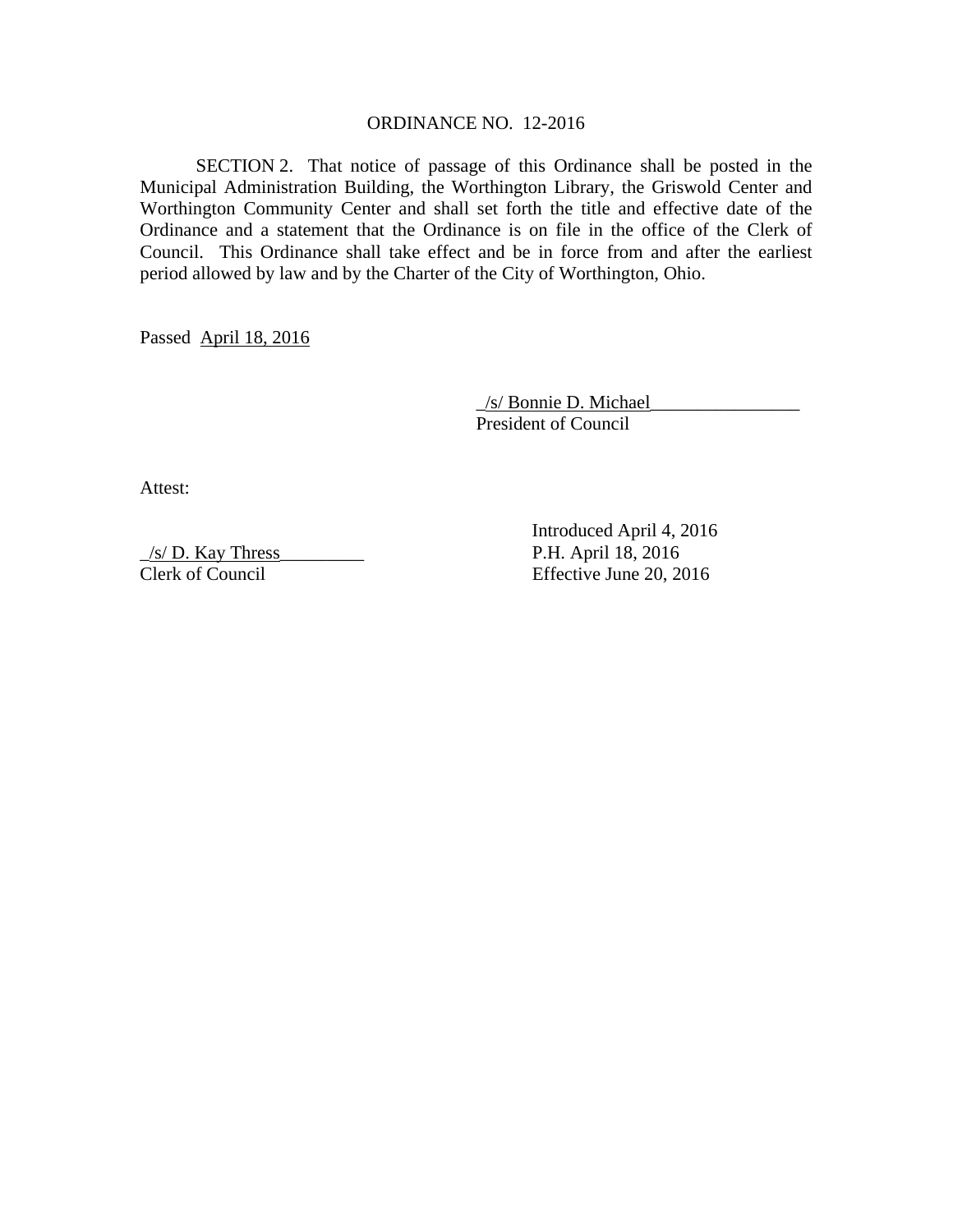ORDINANCE NO. 12-2016

SECTION 2. That notice of passage of this Ordinance shall be posted in the Municipal Administration Building, the Worthington Library, the Griswold Center and Worthington Community Center and shall set forth the title and effective date of the Ordinance and a statement that the Ordinance is on file in the office of the Clerk of Council. This Ordinance shall take effect and be in force from and after the earliest period allowed by law and by the Charter of the City of Worthington, Ohio.

Passed April 18, 2016

_/s/ Bonnie D. Michael________________
President of Council

Attest:

_/s/ D. Kay Thress_________
Clerk of Council

Introduced April 4, 2016
P.H. April 18, 2016
Effective June 20, 2016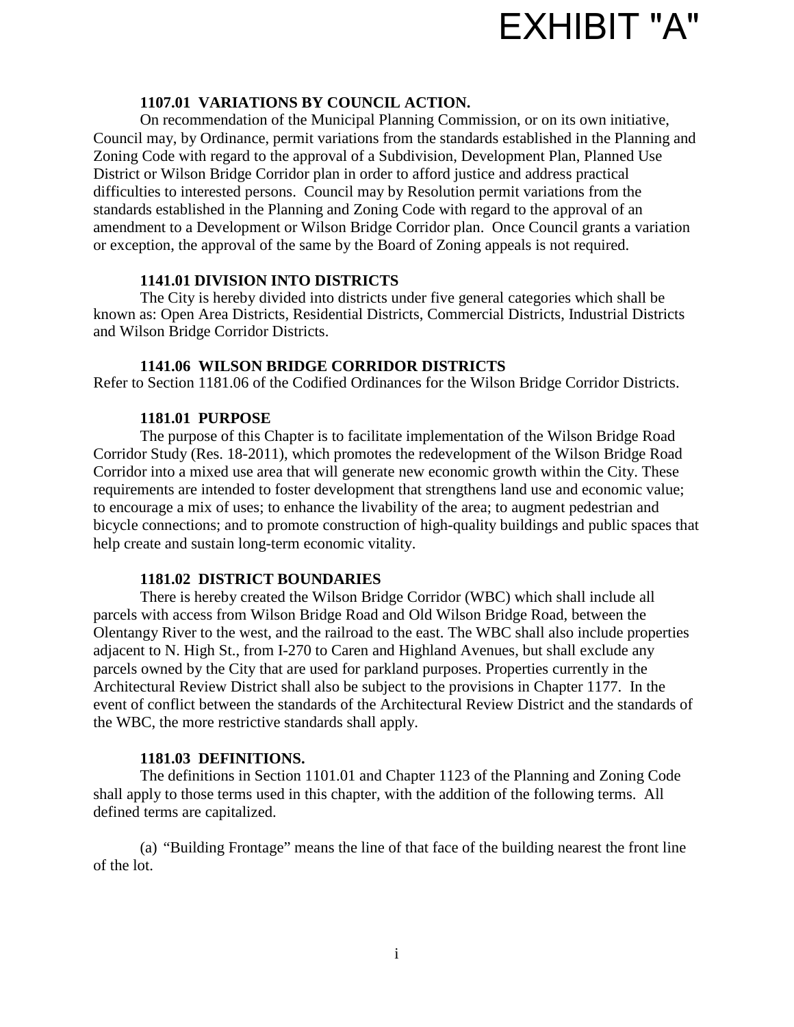# EXHIBIT "A"

**1107.01 VARIATIONS BY COUNCIL ACTION.**

On recommendation of the Municipal Planning Commission, or on its own initiative, Council may, by Ordinance, permit variations from the standards established in the Planning and Zoning Code with regard to the approval of a Subdivision, Development Plan, Planned Use District or Wilson Bridge Corridor plan in order to afford justice and address practical difficulties to interested persons. Council may by Resolution permit variations from the standards established in the Planning and Zoning Code with regard to the approval of an amendment to a Development or Wilson Bridge Corridor plan. Once Council grants a variation or exception, the approval of the same by the Board of Zoning appeals is not required.

**1141.01 DIVISION INTO DISTRICTS**

The City is hereby divided into districts under five general categories which shall be known as: Open Area Districts, Residential Districts, Commercial Districts, Industrial Districts and Wilson Bridge Corridor Districts.

**1141.06 WILSON BRIDGE CORRIDOR DISTRICTS**

Refer to Section 1181.06 of the Codified Ordinances for the Wilson Bridge Corridor Districts.

**1181.01 PURPOSE**

The purpose of this Chapter is to facilitate implementation of the Wilson Bridge Road Corridor Study (Res. 18-2011), which promotes the redevelopment of the Wilson Bridge Road Corridor into a mixed use area that will generate new economic growth within the City. These requirements are intended to foster development that strengthens land use and economic value; to encourage a mix of uses; to enhance the livability of the area; to augment pedestrian and bicycle connections; and to promote construction of high-quality buildings and public spaces that help create and sustain long-term economic vitality.

**1181.02 DISTRICT BOUNDARIES**

There is hereby created the Wilson Bridge Corridor (WBC) which shall include all parcels with access from Wilson Bridge Road and Old Wilson Bridge Road, between the Olentangy River to the west, and the railroad to the east. The WBC shall also include properties adjacent to N. High St., from I-270 to Caren and Highland Avenues, but shall exclude any parcels owned by the City that are used for parkland purposes. Properties currently in the Architectural Review District shall also be subject to the provisions in Chapter 1177. In the event of conflict between the standards of the Architectural Review District and the standards of the WBC, the more restrictive standards shall apply.

**1181.03 DEFINITIONS.**

The definitions in Section 1101.01 and Chapter 1123 of the Planning and Zoning Code shall apply to those terms used in this chapter, with the addition of the following terms. All defined terms are capitalized.

(a) "Building Frontage" means the line of that face of the building nearest the front line of the lot.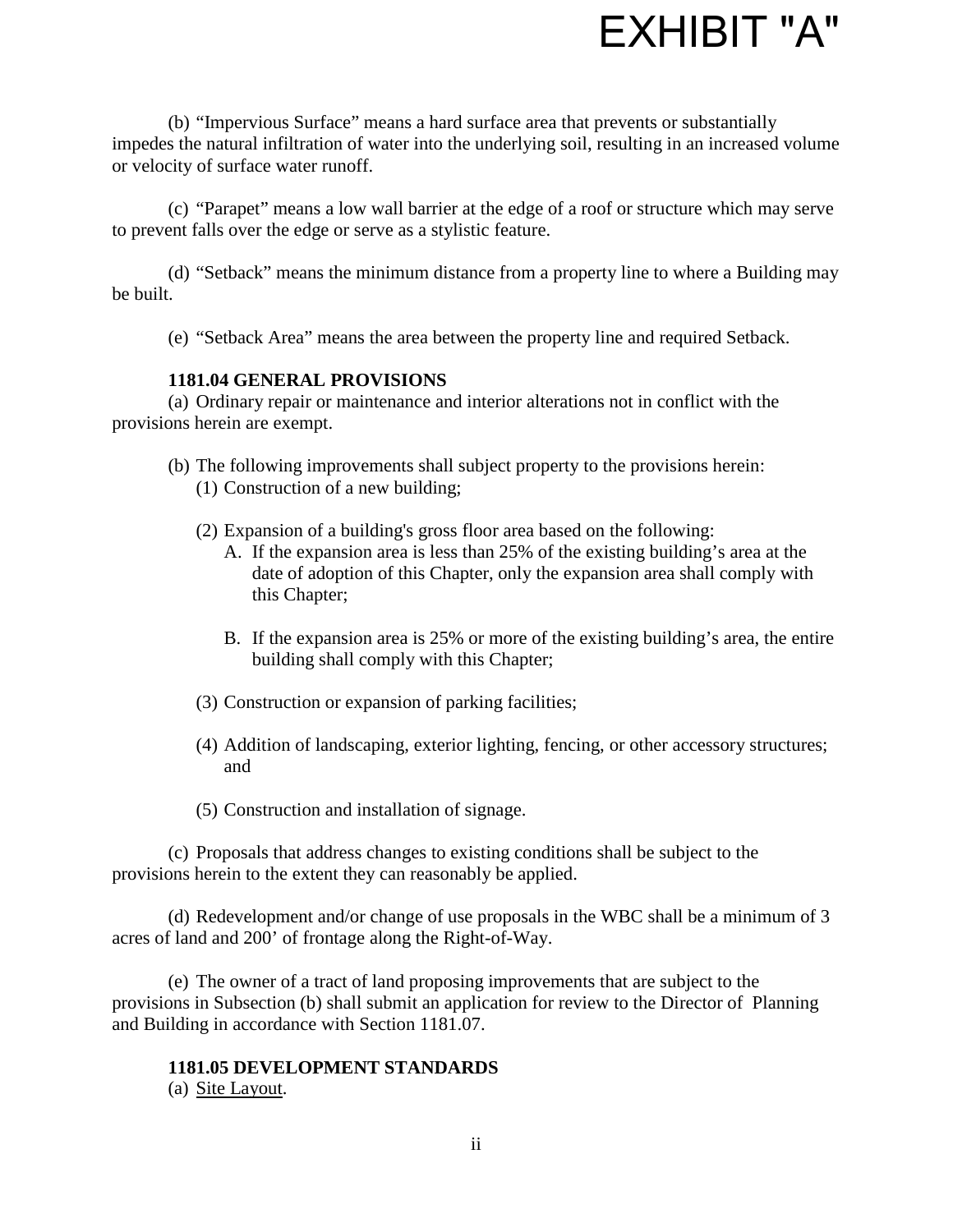# EXHIBIT "A"

(b) "Impervious Surface" means a hard surface area that prevents or substantially impedes the natural infiltration of water into the underlying soil, resulting in an increased volume or velocity of surface water runoff.

(c) "Parapet" means a low wall barrier at the edge of a roof or structure which may serve to prevent falls over the edge or serve as a stylistic feature.

(d) "Setback" means the minimum distance from a property line to where a Building may be built.

(e) "Setback Area" means the area between the property line and required Setback.

**1181.04 GENERAL PROVISIONS**

(a) Ordinary repair or maintenance and interior alterations not in conflict with the provisions herein are exempt.

(b) The following improvements shall subject property to the provisions herein:

(1) Construction of a new building;

(2) Expansion of a building's gross floor area based on the following:

A. If the expansion area is less than 25% of the existing building's area at the date of adoption of this Chapter, only the expansion area shall comply with this Chapter;

B. If the expansion area is 25% or more of the existing building's area, the entire building shall comply with this Chapter;

(3) Construction or expansion of parking facilities;

(4) Addition of landscaping, exterior lighting, fencing, or other accessory structures; and

(5) Construction and installation of signage.

(c) Proposals that address changes to existing conditions shall be subject to the provisions herein to the extent they can reasonably be applied.

(d) Redevelopment and/or change of use proposals in the WBC shall be a minimum of 3 acres of land and 200' of frontage along the Right-of-Way.

(e) The owner of a tract of land proposing improvements that are subject to the provisions in Subsection (b) shall submit an application for review to the Director of Planning and Building in accordance with Section 1181.07.

**1181.05 DEVELOPMENT STANDARDS**

(a) Site Layout.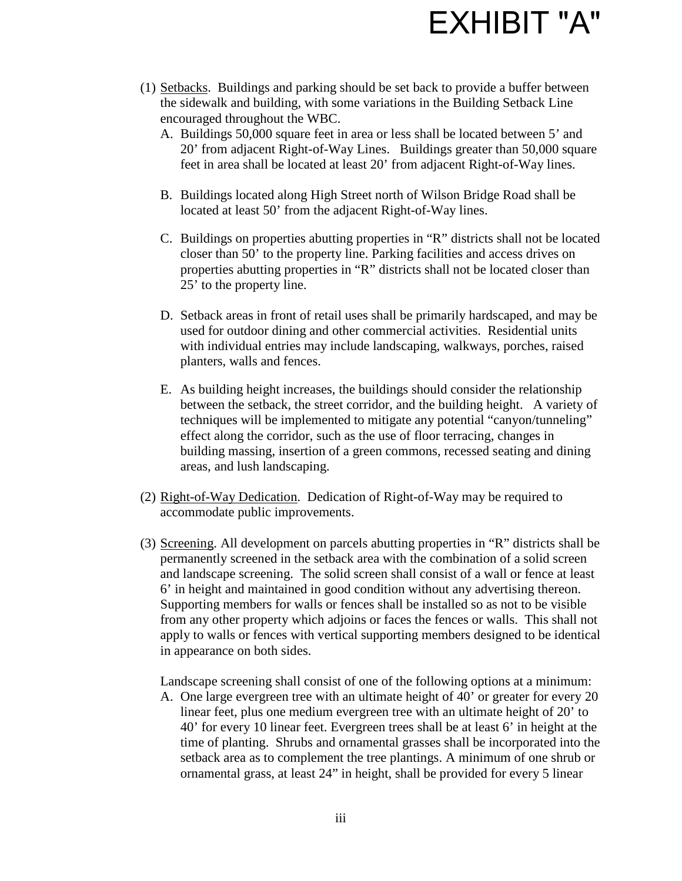# EXHIBIT "A"

(1) Setbacks. Buildings and parking should be set back to provide a buffer between the sidewalk and building, with some variations in the Building Setback Line encouraged throughout the WBC.

A. Buildings 50,000 square feet in area or less shall be located between 5' and 20' from adjacent Right-of-Way Lines. Buildings greater than 50,000 square feet in area shall be located at least 20' from adjacent Right-of-Way lines.

B. Buildings located along High Street north of Wilson Bridge Road shall be located at least 50' from the adjacent Right-of-Way lines.

C. Buildings on properties abutting properties in "R" districts shall not be located closer than 50' to the property line. Parking facilities and access drives on properties abutting properties in "R" districts shall not be located closer than 25' to the property line.

D. Setback areas in front of retail uses shall be primarily hardscaped, and may be used for outdoor dining and other commercial activities. Residential units with individual entries may include landscaping, walkways, porches, raised planters, walls and fences.

E. As building height increases, the buildings should consider the relationship between the setback, the street corridor, and the building height. A variety of techniques will be implemented to mitigate any potential "canyon/tunneling" effect along the corridor, such as the use of floor terracing, changes in building massing, insertion of a green commons, recessed seating and dining areas, and lush landscaping.

(2) Right-of-Way Dedication. Dedication of Right-of-Way may be required to accommodate public improvements.

(3) Screening. All development on parcels abutting properties in "R" districts shall be permanently screened in the setback area with the combination of a solid screen and landscape screening. The solid screen shall consist of a wall or fence at least 6' in height and maintained in good condition without any advertising thereon. Supporting members for walls or fences shall be installed so as not to be visible from any other property which adjoins or faces the fences or walls. This shall not apply to walls or fences with vertical supporting members designed to be identical in appearance on both sides.

Landscape screening shall consist of one of the following options at a minimum:

A. One large evergreen tree with an ultimate height of 40' or greater for every 20 linear feet, plus one medium evergreen tree with an ultimate height of 20' to 40' for every 10 linear feet. Evergreen trees shall be at least 6' in height at the time of planting. Shrubs and ornamental grasses shall be incorporated into the setback area as to complement the tree plantings. A minimum of one shrub or ornamental grass, at least 24" in height, shall be provided for every 5 linear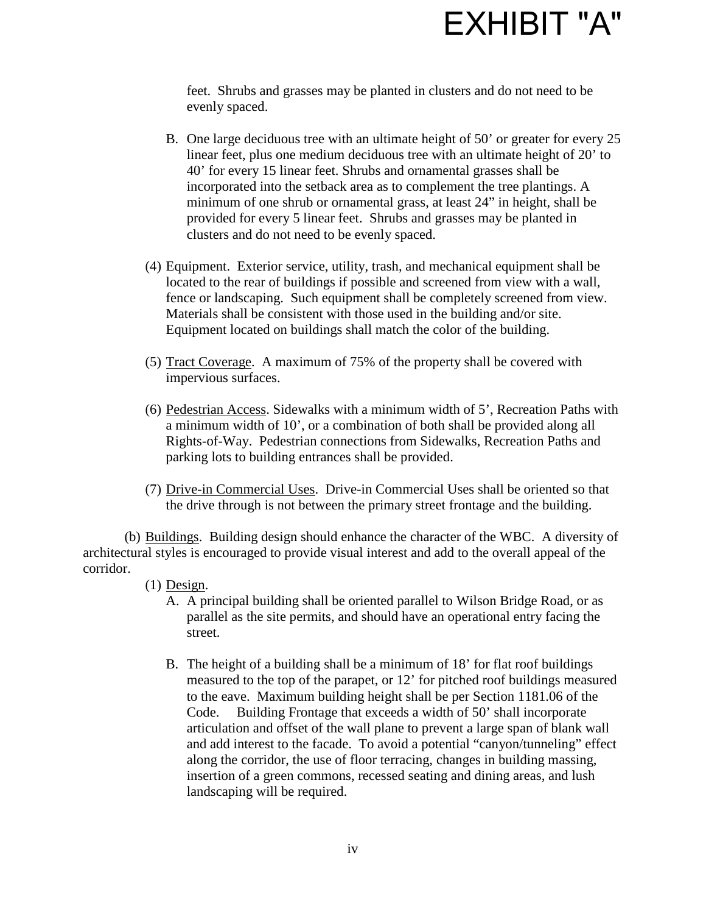# EXHIBIT "A"

feet. Shrubs and grasses may be planted in clusters and do not need to be evenly spaced.

B. One large deciduous tree with an ultimate height of 50' or greater for every 25 linear feet, plus one medium deciduous tree with an ultimate height of 20' to 40' for every 15 linear feet. Shrubs and ornamental grasses shall be incorporated into the setback area as to complement the tree plantings. A minimum of one shrub or ornamental grass, at least 24" in height, shall be provided for every 5 linear feet. Shrubs and grasses may be planted in clusters and do not need to be evenly spaced.

(4) Equipment. Exterior service, utility, trash, and mechanical equipment shall be located to the rear of buildings if possible and screened from view with a wall, fence or landscaping. Such equipment shall be completely screened from view. Materials shall be consistent with those used in the building and/or site. Equipment located on buildings shall match the color of the building.

(5) Tract Coverage. A maximum of 75% of the property shall be covered with impervious surfaces.

(6) Pedestrian Access. Sidewalks with a minimum width of 5', Recreation Paths with a minimum width of 10', or a combination of both shall be provided along all Rights-of-Way. Pedestrian connections from Sidewalks, Recreation Paths and parking lots to building entrances shall be provided.

(7) Drive-in Commercial Uses. Drive-in Commercial Uses shall be oriented so that the drive through is not between the primary street frontage and the building.

(b) Buildings. Building design should enhance the character of the WBC. A diversity of architectural styles is encouraged to provide visual interest and add to the overall appeal of the corridor.

(1) Design.

A. A principal building shall be oriented parallel to Wilson Bridge Road, or as parallel as the site permits, and should have an operational entry facing the street.

B. The height of a building shall be a minimum of 18' for flat roof buildings measured to the top of the parapet, or 12' for pitched roof buildings measured to the eave. Maximum building height shall be per Section 1181.06 of the Code. Building Frontage that exceeds a width of 50' shall incorporate articulation and offset of the wall plane to prevent a large span of blank wall and add interest to the facade. To avoid a potential "canyon/tunneling" effect along the corridor, the use of floor terracing, changes in building massing, insertion of a green commons, recessed seating and dining areas, and lush landscaping will be required.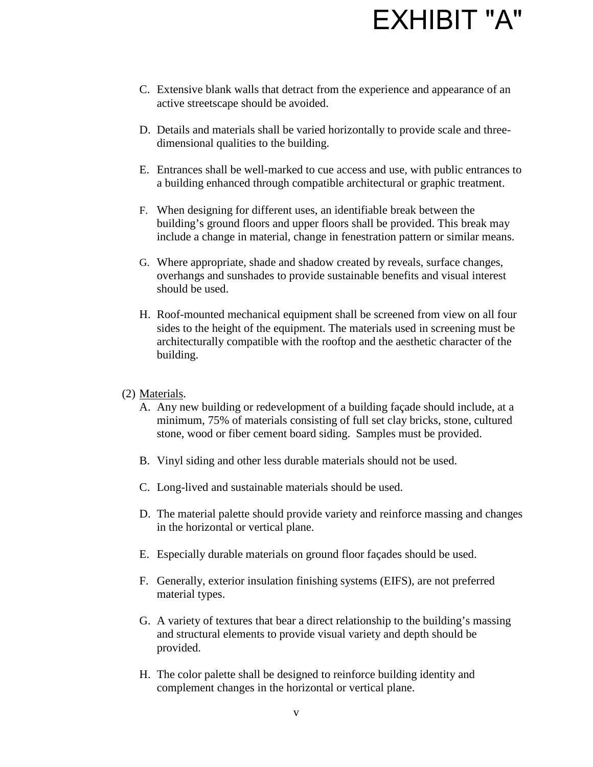# EXHIBIT "A"

C. Extensive blank walls that detract from the experience and appearance of an active streetscape should be avoided.

D. Details and materials shall be varied horizontally to provide scale and three-dimensional qualities to the building.

E. Entrances shall be well-marked to cue access and use, with public entrances to a building enhanced through compatible architectural or graphic treatment.

F. When designing for different uses, an identifiable break between the building's ground floors and upper floors shall be provided. This break may include a change in material, change in fenestration pattern or similar means.

G. Where appropriate, shade and shadow created by reveals, surface changes, overhangs and sunshades to provide sustainable benefits and visual interest should be used.

H. Roof-mounted mechanical equipment shall be screened from view on all four sides to the height of the equipment. The materials used in screening must be architecturally compatible with the rooftop and the aesthetic character of the building.

(2) <u>Materials</u>.

A. Any new building or redevelopment of a building façade should include, at a minimum, 75% of materials consisting of full set clay bricks, stone, cultured stone, wood or fiber cement board siding. Samples must be provided.

B. Vinyl siding and other less durable materials should not be used.

C. Long-lived and sustainable materials should be used.

D. The material palette should provide variety and reinforce massing and changes in the horizontal or vertical plane.

E. Especially durable materials on ground floor façades should be used.

F. Generally, exterior insulation finishing systems (EIFS), are not preferred material types.

G. A variety of textures that bear a direct relationship to the building's massing and structural elements to provide visual variety and depth should be provided.

H. The color palette shall be designed to reinforce building identity and complement changes in the horizontal or vertical plane.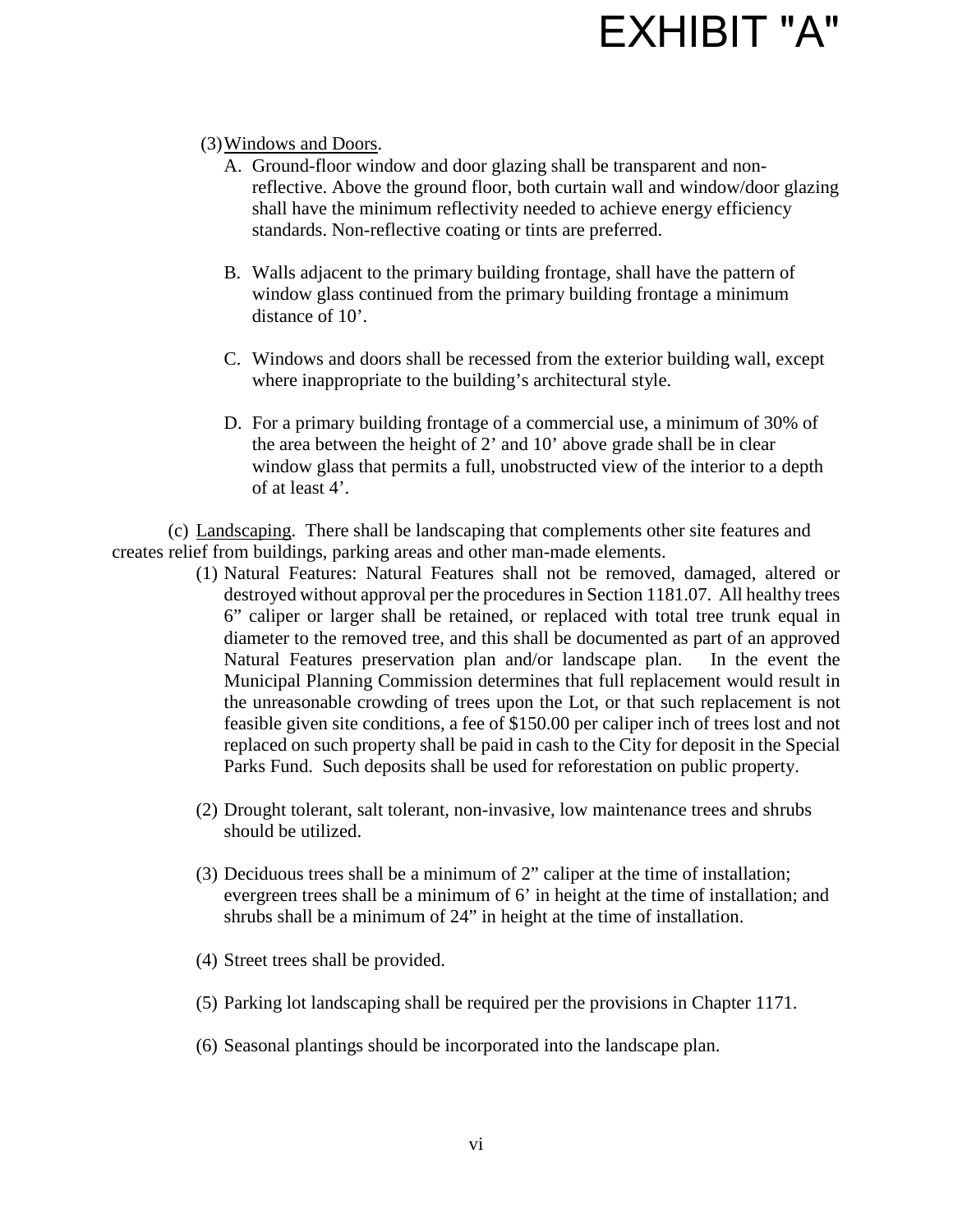# EXHIBIT "A"

(3) Windows and Doors.

A. Ground-floor window and door glazing shall be transparent and non-reflective. Above the ground floor, both curtain wall and window/door glazing shall have the minimum reflectivity needed to achieve energy efficiency standards. Non-reflective coating or tints are preferred.

B. Walls adjacent to the primary building frontage, shall have the pattern of window glass continued from the primary building frontage a minimum distance of 10'.

C. Windows and doors shall be recessed from the exterior building wall, except where inappropriate to the building's architectural style.

D. For a primary building frontage of a commercial use, a minimum of 30% of the area between the height of 2' and 10' above grade shall be in clear window glass that permits a full, unobstructed view of the interior to a depth of at least 4'.

(c) Landscaping. There shall be landscaping that complements other site features and creates relief from buildings, parking areas and other man-made elements.

(1) Natural Features: Natural Features shall not be removed, damaged, altered or destroyed without approval per the procedures in Section 1181.07. All healthy trees 6" caliper or larger shall be retained, or replaced with total tree trunk equal in diameter to the removed tree, and this shall be documented as part of an approved Natural Features preservation plan and/or landscape plan. In the event the Municipal Planning Commission determines that full replacement would result in the unreasonable crowding of trees upon the Lot, or that such replacement is not feasible given site conditions, a fee of $150.00 per caliper inch of trees lost and not replaced on such property shall be paid in cash to the City for deposit in the Special Parks Fund. Such deposits shall be used for reforestation on public property.

(2) Drought tolerant, salt tolerant, non-invasive, low maintenance trees and shrubs should be utilized.

(3) Deciduous trees shall be a minimum of 2" caliper at the time of installation; evergreen trees shall be a minimum of 6' in height at the time of installation; and shrubs shall be a minimum of 24" in height at the time of installation.

(4) Street trees shall be provided.

(5) Parking lot landscaping shall be required per the provisions in Chapter 1171.

(6) Seasonal plantings should be incorporated into the landscape plan.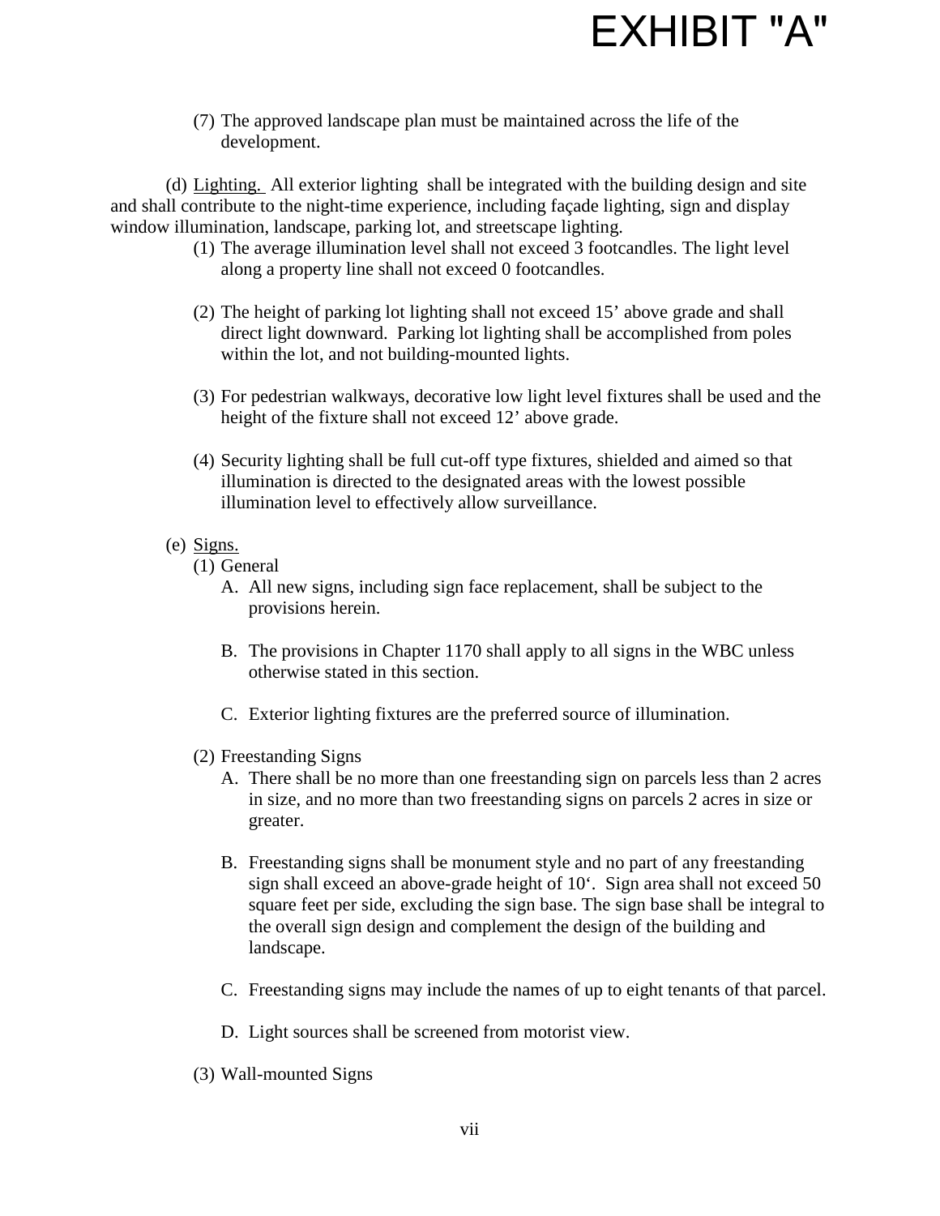# EXHIBIT "A"

(7) The approved landscape plan must be maintained across the life of the development.

(d) Lighting. All exterior lighting shall be integrated with the building design and site and shall contribute to the night-time experience, including façade lighting, sign and display window illumination, landscape, parking lot, and streetscape lighting.

(1) The average illumination level shall not exceed 3 footcandles. The light level along a property line shall not exceed 0 footcandles.

(2) The height of parking lot lighting shall not exceed 15' above grade and shall direct light downward. Parking lot lighting shall be accomplished from poles within the lot, and not building-mounted lights.

(3) For pedestrian walkways, decorative low light level fixtures shall be used and the height of the fixture shall not exceed 12' above grade.

(4) Security lighting shall be full cut-off type fixtures, shielded and aimed so that illumination is directed to the designated areas with the lowest possible illumination level to effectively allow surveillance.

(e) Signs.

(1) General

A. All new signs, including sign face replacement, shall be subject to the provisions herein.

B. The provisions in Chapter 1170 shall apply to all signs in the WBC unless otherwise stated in this section.

C. Exterior lighting fixtures are the preferred source of illumination.

(2) Freestanding Signs

A. There shall be no more than one freestanding sign on parcels less than 2 acres in size, and no more than two freestanding signs on parcels 2 acres in size or greater.

B. Freestanding signs shall be monument style and no part of any freestanding sign shall exceed an above-grade height of 10'. Sign area shall not exceed 50 square feet per side, excluding the sign base. The sign base shall be integral to the overall sign design and complement the design of the building and landscape.

C. Freestanding signs may include the names of up to eight tenants of that parcel.

D. Light sources shall be screened from motorist view.

(3) Wall-mounted Signs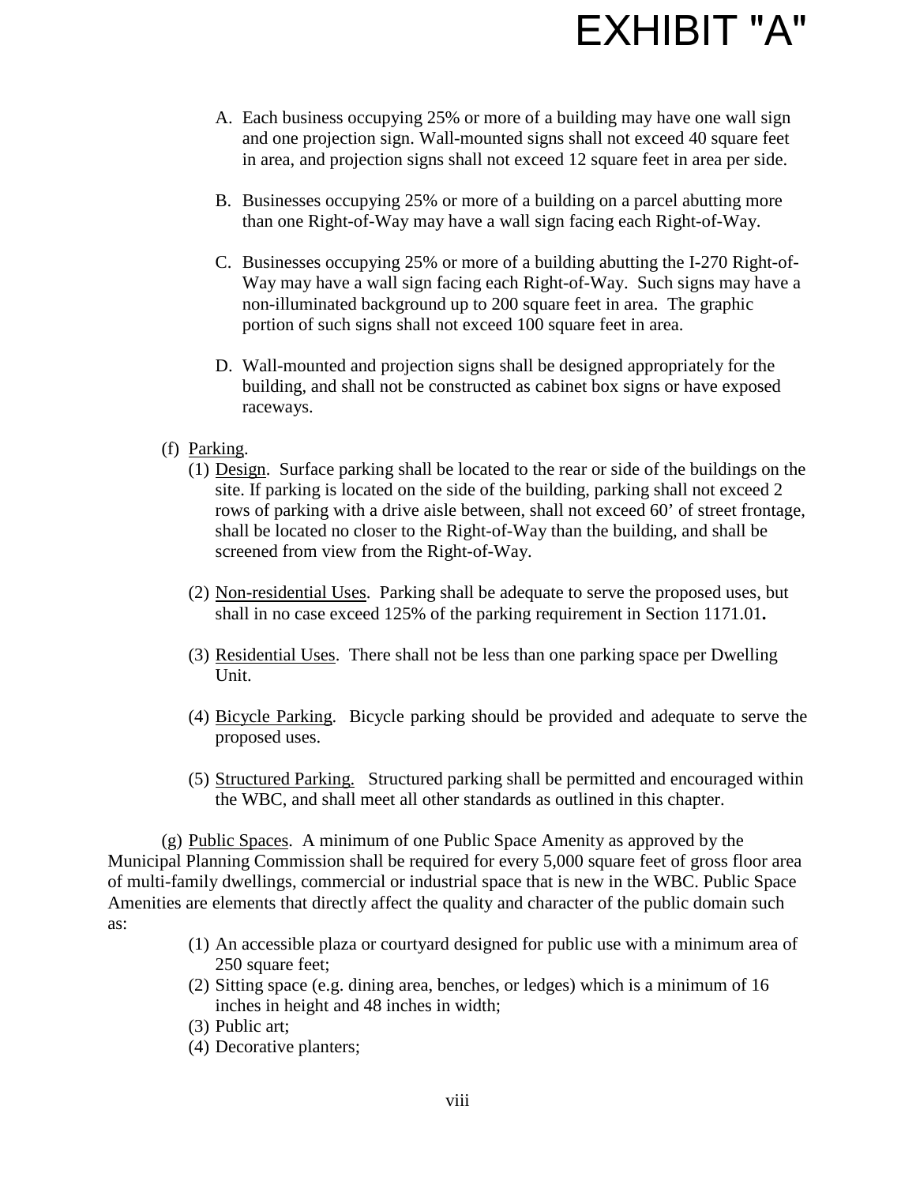# EXHIBIT "A"

A. Each business occupying 25% or more of a building may have one wall sign and one projection sign. Wall-mounted signs shall not exceed 40 square feet in area, and projection signs shall not exceed 12 square feet in area per side.

B. Businesses occupying 25% or more of a building on a parcel abutting more than one Right-of-Way may have a wall sign facing each Right-of-Way.

C. Businesses occupying 25% or more of a building abutting the I-270 Right-of-Way may have a wall sign facing each Right-of-Way. Such signs may have a non-illuminated background up to 200 square feet in area. The graphic portion of such signs shall not exceed 100 square feet in area.

D. Wall-mounted and projection signs shall be designed appropriately for the building, and shall not be constructed as cabinet box signs or have exposed raceways.

(f) Parking.

(1) Design. Surface parking shall be located to the rear or side of the buildings on the site. If parking is located on the side of the building, parking shall not exceed 2 rows of parking with a drive aisle between, shall not exceed 60' of street frontage, shall be located no closer to the Right-of-Way than the building, and shall be screened from view from the Right-of-Way.

(2) Non-residential Uses. Parking shall be adequate to serve the proposed uses, but shall in no case exceed 125% of the parking requirement in Section 1171.01**.**

(3) Residential Uses. There shall not be less than one parking space per Dwelling Unit.

(4) Bicycle Parking. Bicycle parking should be provided and adequate to serve the proposed uses.

(5) Structured Parking. Structured parking shall be permitted and encouraged within the WBC, and shall meet all other standards as outlined in this chapter.

(g) Public Spaces. A minimum of one Public Space Amenity as approved by the Municipal Planning Commission shall be required for every 5,000 square feet of gross floor area of multi-family dwellings, commercial or industrial space that is new in the WBC. Public Space Amenities are elements that directly affect the quality and character of the public domain such as:

(1) An accessible plaza or courtyard designed for public use with a minimum area of 250 square feet;
(2) Sitting space (e.g. dining area, benches, or ledges) which is a minimum of 16 inches in height and 48 inches in width;
(3) Public art;
(4) Decorative planters;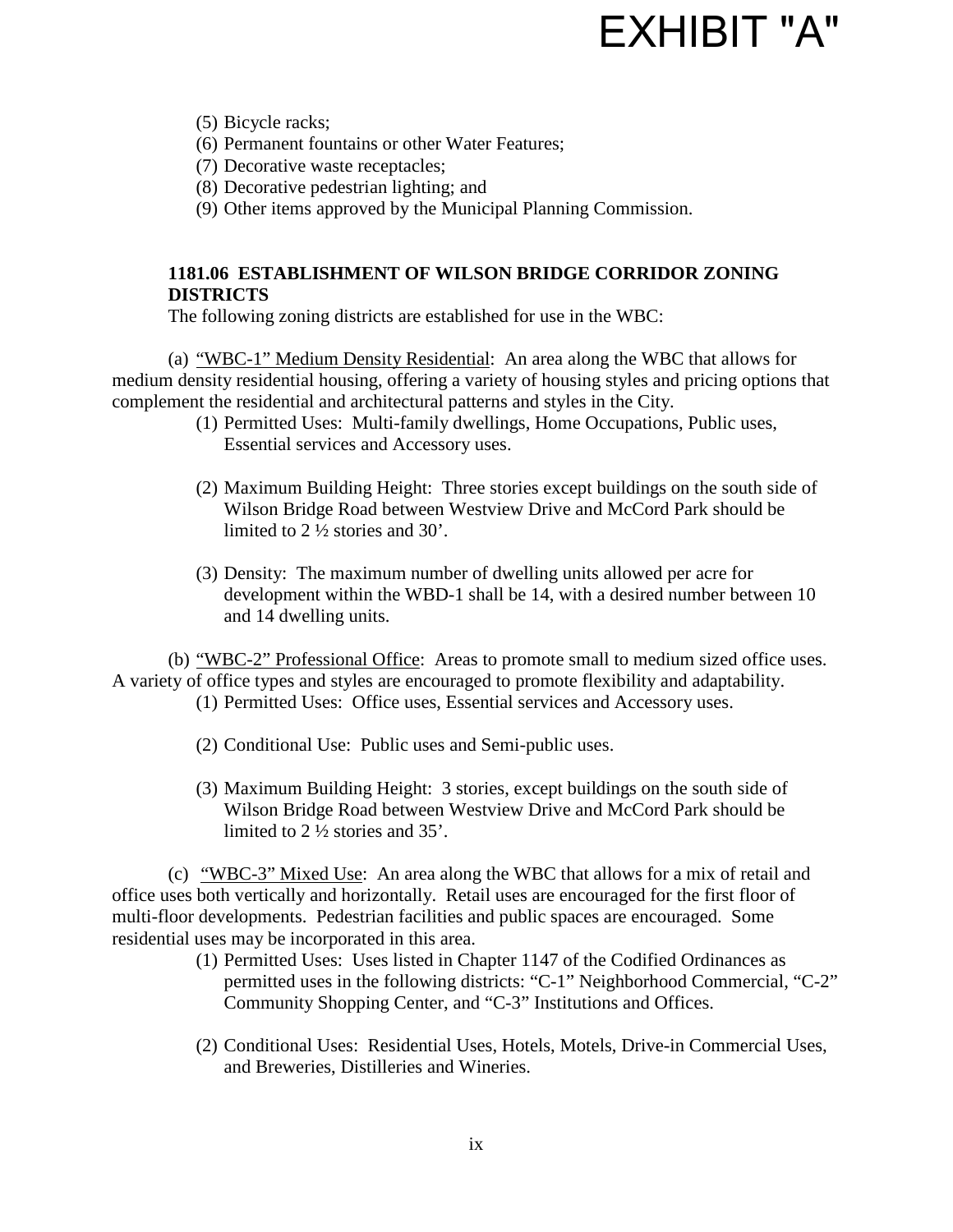EXHIBIT "A"

(5) Bicycle racks;
(6) Permanent fountains or other Water Features;
(7) Decorative waste receptacles;
(8) Decorative pedestrian lighting; and
(9) Other items approved by the Municipal Planning Commission.

**1181.06 ESTABLISHMENT OF WILSON BRIDGE CORRIDOR ZONING DISTRICTS**

The following zoning districts are established for use in the WBC:

(a) "WBC-1" Medium Density Residential: An area along the WBC that allows for medium density residential housing, offering a variety of housing styles and pricing options that complement the residential and architectural patterns and styles in the City.

(1) Permitted Uses: Multi-family dwellings, Home Occupations, Public uses, Essential services and Accessory uses.

(2) Maximum Building Height: Three stories except buildings on the south side of Wilson Bridge Road between Westview Drive and McCord Park should be limited to 2 ½ stories and 30'.

(3) Density: The maximum number of dwelling units allowed per acre for development within the WBD-1 shall be 14, with a desired number between 10 and 14 dwelling units.

(b) "WBC-2" Professional Office: Areas to promote small to medium sized office uses. A variety of office types and styles are encouraged to promote flexibility and adaptability.

(1) Permitted Uses: Office uses, Essential services and Accessory uses.

(2) Conditional Use: Public uses and Semi-public uses.

(3) Maximum Building Height: 3 stories, except buildings on the south side of Wilson Bridge Road between Westview Drive and McCord Park should be limited to 2 ½ stories and 35'.

(c) "WBC-3" Mixed Use: An area along the WBC that allows for a mix of retail and office uses both vertically and horizontally. Retail uses are encouraged for the first floor of multi-floor developments. Pedestrian facilities and public spaces are encouraged. Some residential uses may be incorporated in this area.

(1) Permitted Uses: Uses listed in Chapter 1147 of the Codified Ordinances as permitted uses in the following districts: "C-1" Neighborhood Commercial, "C-2" Community Shopping Center, and "C-3" Institutions and Offices.

(2) Conditional Uses: Residential Uses, Hotels, Motels, Drive-in Commercial Uses, and Breweries, Distilleries and Wineries.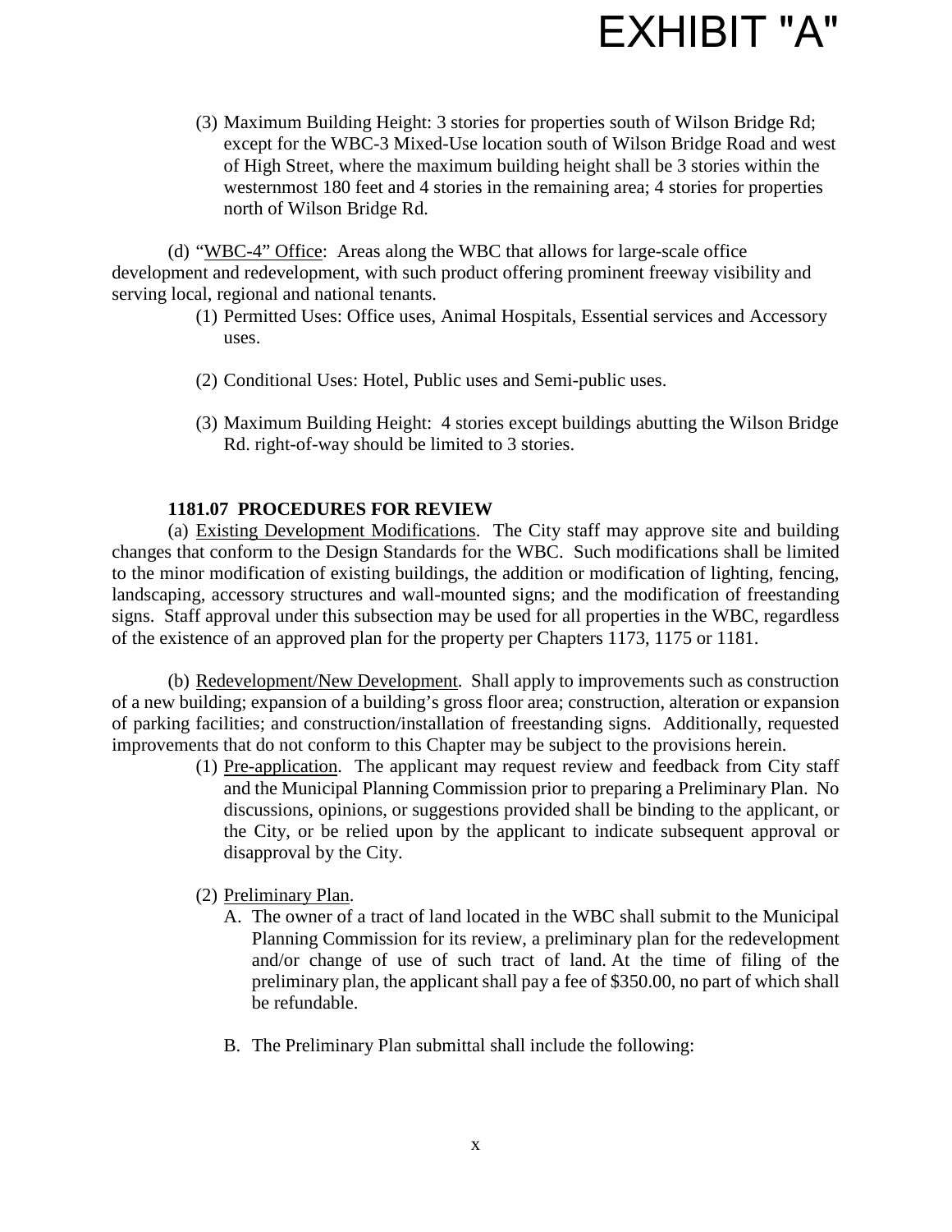# EXHIBIT "A"

(3) Maximum Building Height: 3 stories for properties south of Wilson Bridge Rd; except for the WBC-3 Mixed-Use location south of Wilson Bridge Road and west of High Street, where the maximum building height shall be 3 stories within the westernmost 180 feet and 4 stories in the remaining area; 4 stories for properties north of Wilson Bridge Rd.

(d) "WBC-4" Office: Areas along the WBC that allows for large-scale office development and redevelopment, with such product offering prominent freeway visibility and serving local, regional and national tenants.

(1) Permitted Uses: Office uses, Animal Hospitals, Essential services and Accessory uses.

(2) Conditional Uses: Hotel, Public uses and Semi-public uses.

(3) Maximum Building Height: 4 stories except buildings abutting the Wilson Bridge Rd. right-of-way should be limited to 3 stories.

**1181.07 PROCEDURES FOR REVIEW**

(a) Existing Development Modifications. The City staff may approve site and building changes that conform to the Design Standards for the WBC. Such modifications shall be limited to the minor modification of existing buildings, the addition or modification of lighting, fencing, landscaping, accessory structures and wall-mounted signs; and the modification of freestanding signs. Staff approval under this subsection may be used for all properties in the WBC, regardless of the existence of an approved plan for the property per Chapters 1173, 1175 or 1181.

(b) Redevelopment/New Development. Shall apply to improvements such as construction of a new building; expansion of a building's gross floor area; construction, alteration or expansion of parking facilities; and construction/installation of freestanding signs. Additionally, requested improvements that do not conform to this Chapter may be subject to the provisions herein.

(1) Pre-application. The applicant may request review and feedback from City staff and the Municipal Planning Commission prior to preparing a Preliminary Plan. No discussions, opinions, or suggestions provided shall be binding to the applicant, or the City, or be relied upon by the applicant to indicate subsequent approval or disapproval by the City.

(2) Preliminary Plan.

A. The owner of a tract of land located in the WBC shall submit to the Municipal Planning Commission for its review, a preliminary plan for the redevelopment and/or change of use of such tract of land. At the time of filing of the preliminary plan, the applicant shall pay a fee of $350.00, no part of which shall be refundable.

B. The Preliminary Plan submittal shall include the following: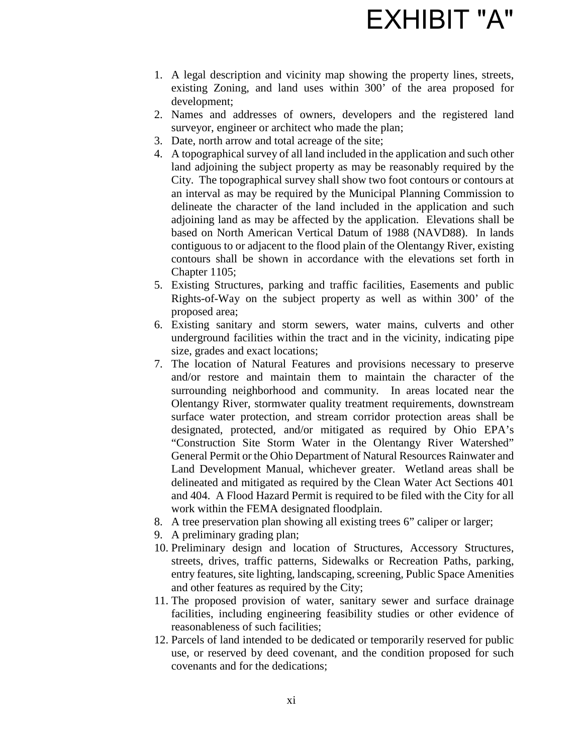# EXHIBIT "A"

1. A legal description and vicinity map showing the property lines, streets, existing Zoning, and land uses within 300' of the area proposed for development;
2. Names and addresses of owners, developers and the registered land surveyor, engineer or architect who made the plan;
3. Date, north arrow and total acreage of the site;
4. A topographical survey of all land included in the application and such other land adjoining the subject property as may be reasonably required by the City. The topographical survey shall show two foot contours or contours at an interval as may be required by the Municipal Planning Commission to delineate the character of the land included in the application and such adjoining land as may be affected by the application. Elevations shall be based on North American Vertical Datum of 1988 (NAVD88). In lands contiguous to or adjacent to the flood plain of the Olentangy River, existing contours shall be shown in accordance with the elevations set forth in Chapter 1105;
5. Existing Structures, parking and traffic facilities, Easements and public Rights-of-Way on the subject property as well as within 300' of the proposed area;
6. Existing sanitary and storm sewers, water mains, culverts and other underground facilities within the tract and in the vicinity, indicating pipe size, grades and exact locations;
7. The location of Natural Features and provisions necessary to preserve and/or restore and maintain them to maintain the character of the surrounding neighborhood and community. In areas located near the Olentangy River, stormwater quality treatment requirements, downstream surface water protection, and stream corridor protection areas shall be designated, protected, and/or mitigated as required by Ohio EPA's "Construction Site Storm Water in the Olentangy River Watershed" General Permit or the Ohio Department of Natural Resources Rainwater and Land Development Manual, whichever greater. Wetland areas shall be delineated and mitigated as required by the Clean Water Act Sections 401 and 404. A Flood Hazard Permit is required to be filed with the City for all work within the FEMA designated floodplain.
8. A tree preservation plan showing all existing trees 6" caliper or larger;
9. A preliminary grading plan;
10. Preliminary design and location of Structures, Accessory Structures, streets, drives, traffic patterns, Sidewalks or Recreation Paths, parking, entry features, site lighting, landscaping, screening, Public Space Amenities and other features as required by the City;
11. The proposed provision of water, sanitary sewer and surface drainage facilities, including engineering feasibility studies or other evidence of reasonableness of such facilities;
12. Parcels of land intended to be dedicated or temporarily reserved for public use, or reserved by deed covenant, and the condition proposed for such covenants and for the dedications;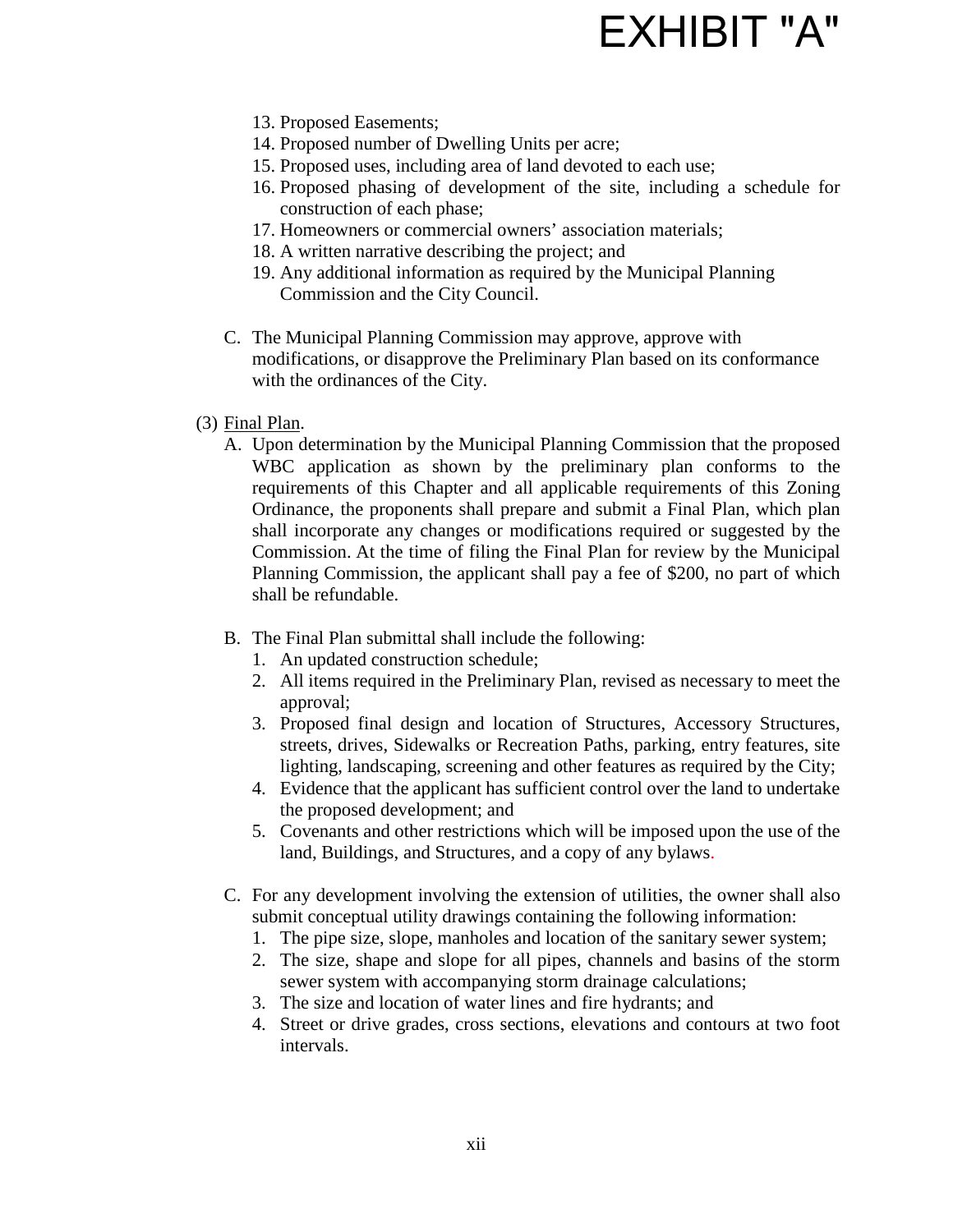# EXHIBIT "A"

13. Proposed Easements;
14. Proposed number of Dwelling Units per acre;
15. Proposed uses, including area of land devoted to each use;
16. Proposed phasing of development of the site, including a schedule for construction of each phase;
17. Homeowners or commercial owners' association materials;
18. A written narrative describing the project; and
19. Any additional information as required by the Municipal Planning Commission and the City Council.

C. The Municipal Planning Commission may approve, approve with modifications, or disapprove the Preliminary Plan based on its conformance with the ordinances of the City.

(3) Final Plan.

A. Upon determination by the Municipal Planning Commission that the proposed WBC application as shown by the preliminary plan conforms to the requirements of this Chapter and all applicable requirements of this Zoning Ordinance, the proponents shall prepare and submit a Final Plan, which plan shall incorporate any changes or modifications required or suggested by the Commission. At the time of filing the Final Plan for review by the Municipal Planning Commission, the applicant shall pay a fee of $200, no part of which shall be refundable.

B. The Final Plan submittal shall include the following:

1. An updated construction schedule;
2. All items required in the Preliminary Plan, revised as necessary to meet the approval;
3. Proposed final design and location of Structures, Accessory Structures, streets, drives, Sidewalks or Recreation Paths, parking, entry features, site lighting, landscaping, screening and other features as required by the City;
4. Evidence that the applicant has sufficient control over the land to undertake the proposed development; and
5. Covenants and other restrictions which will be imposed upon the use of the land, Buildings, and Structures, and a copy of any bylaws.

C. For any development involving the extension of utilities, the owner shall also submit conceptual utility drawings containing the following information:

1. The pipe size, slope, manholes and location of the sanitary sewer system;
2. The size, shape and slope for all pipes, channels and basins of the storm sewer system with accompanying storm drainage calculations;
3. The size and location of water lines and fire hydrants; and
4. Street or drive grades, cross sections, elevations and contours at two foot intervals.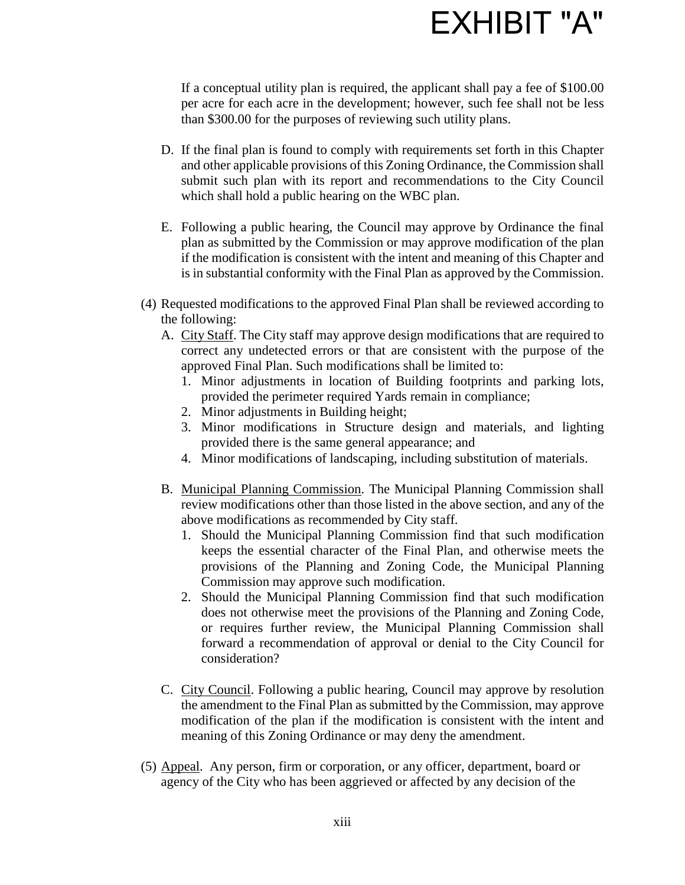# EXHIBIT "A"

If a conceptual utility plan is required, the applicant shall pay a fee of $100.00 per acre for each acre in the development; however, such fee shall not be less than $300.00 for the purposes of reviewing such utility plans.

D. If the final plan is found to comply with requirements set forth in this Chapter and other applicable provisions of this Zoning Ordinance, the Commission shall submit such plan with its report and recommendations to the City Council which shall hold a public hearing on the WBC plan.

E. Following a public hearing, the Council may approve by Ordinance the final plan as submitted by the Commission or may approve modification of the plan if the modification is consistent with the intent and meaning of this Chapter and is in substantial conformity with the Final Plan as approved by the Commission.

(4) Requested modifications to the approved Final Plan shall be reviewed according to the following:

A. <u>City Staff</u>. The City staff may approve design modifications that are required to correct any undetected errors or that are consistent with the purpose of the approved Final Plan. Such modifications shall be limited to:
   1. Minor adjustments in location of Building footprints and parking lots, provided the perimeter required Yards remain in compliance;
   2. Minor adjustments in Building height;
   3. Minor modifications in Structure design and materials, and lighting provided there is the same general appearance; and
   4. Minor modifications of landscaping, including substitution of materials.

B. <u>Municipal Planning Commission</u>. The Municipal Planning Commission shall review modifications other than those listed in the above section, and any of the above modifications as recommended by City staff.
   1. Should the Municipal Planning Commission find that such modification keeps the essential character of the Final Plan, and otherwise meets the provisions of the Planning and Zoning Code, the Municipal Planning Commission may approve such modification.
   2. Should the Municipal Planning Commission find that such modification does not otherwise meet the provisions of the Planning and Zoning Code, or requires further review, the Municipal Planning Commission shall forward a recommendation of approval or denial to the City Council for consideration?

C. <u>City Council</u>. Following a public hearing, Council may approve by resolution the amendment to the Final Plan as submitted by the Commission, may approve modification of the plan if the modification is consistent with the intent and meaning of this Zoning Ordinance or may deny the amendment.

(5) <u>Appeal</u>. Any person, firm or corporation, or any officer, department, board or agency of the City who has been aggrieved or affected by any decision of the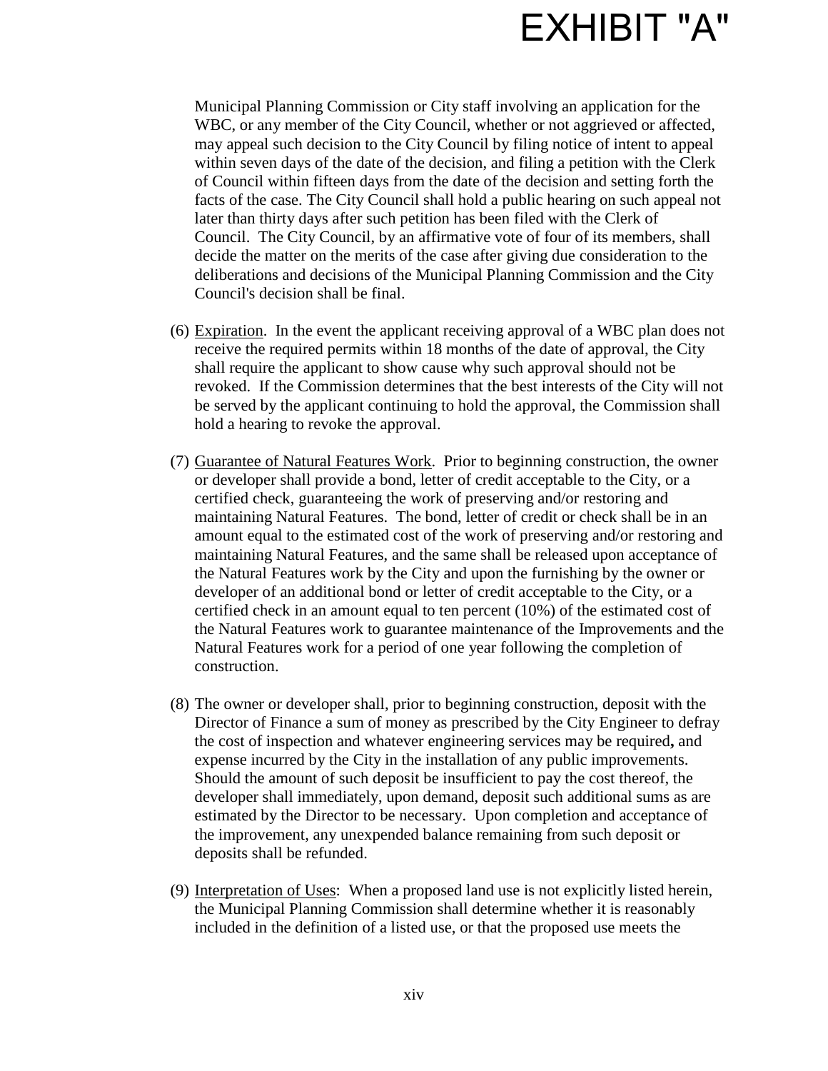# EXHIBIT "A"

Municipal Planning Commission or City staff involving an application for the WBC, or any member of the City Council, whether or not aggrieved or affected, may appeal such decision to the City Council by filing notice of intent to appeal within seven days of the date of the decision, and filing a petition with the Clerk of Council within fifteen days from the date of the decision and setting forth the facts of the case. The City Council shall hold a public hearing on such appeal not later than thirty days after such petition has been filed with the Clerk of Council. The City Council, by an affirmative vote of four of its members, shall decide the matter on the merits of the case after giving due consideration to the deliberations and decisions of the Municipal Planning Commission and the City Council's decision shall be final.

(6) Expiration. In the event the applicant receiving approval of a WBC plan does not receive the required permits within 18 months of the date of approval, the City shall require the applicant to show cause why such approval should not be revoked. If the Commission determines that the best interests of the City will not be served by the applicant continuing to hold the approval, the Commission shall hold a hearing to revoke the approval.

(7) Guarantee of Natural Features Work. Prior to beginning construction, the owner or developer shall provide a bond, letter of credit acceptable to the City, or a certified check, guaranteeing the work of preserving and/or restoring and maintaining Natural Features. The bond, letter of credit or check shall be in an amount equal to the estimated cost of the work of preserving and/or restoring and maintaining Natural Features, and the same shall be released upon acceptance of the Natural Features work by the City and upon the furnishing by the owner or developer of an additional bond or letter of credit acceptable to the City, or a certified check in an amount equal to ten percent (10%) of the estimated cost of the Natural Features work to guarantee maintenance of the Improvements and the Natural Features work for a period of one year following the completion of construction.

(8) The owner or developer shall, prior to beginning construction, deposit with the Director of Finance a sum of money as prescribed by the City Engineer to defray the cost of inspection and whatever engineering services may be required**,** and expense incurred by the City in the installation of any public improvements. Should the amount of such deposit be insufficient to pay the cost thereof, the developer shall immediately, upon demand, deposit such additional sums as are estimated by the Director to be necessary. Upon completion and acceptance of the improvement, any unexpended balance remaining from such deposit or deposits shall be refunded.

(9) Interpretation of Uses: When a proposed land use is not explicitly listed herein, the Municipal Planning Commission shall determine whether it is reasonably included in the definition of a listed use, or that the proposed use meets the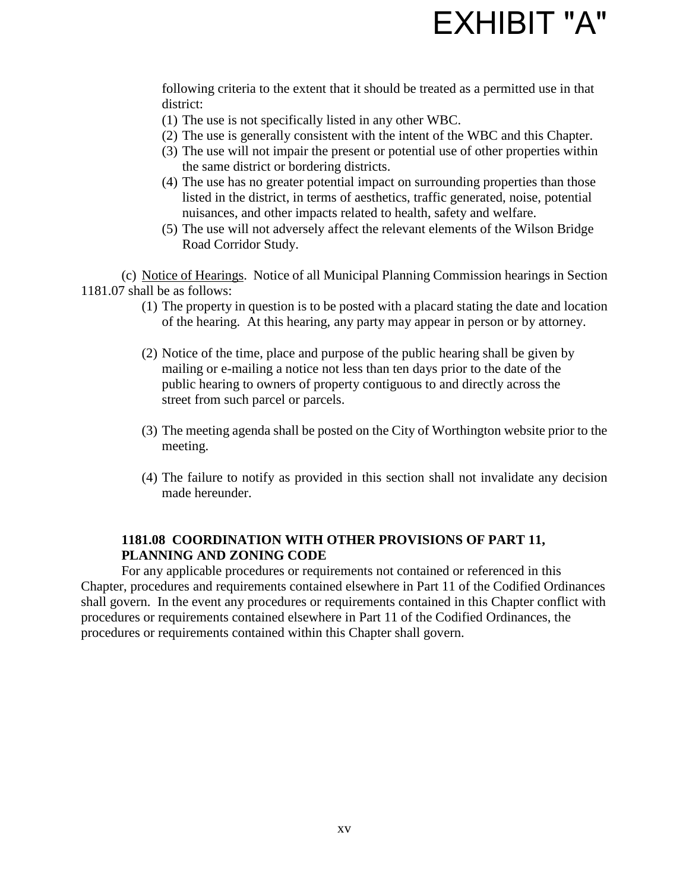# EXHIBIT "A"

following criteria to the extent that it should be treated as a permitted use in that district:

(1) The use is not specifically listed in any other WBC.
(2) The use is generally consistent with the intent of the WBC and this Chapter.
(3) The use will not impair the present or potential use of other properties within the same district or bordering districts.
(4) The use has no greater potential impact on surrounding properties than those listed in the district, in terms of aesthetics, traffic generated, noise, potential nuisances, and other impacts related to health, safety and welfare.
(5) The use will not adversely affect the relevant elements of the Wilson Bridge Road Corridor Study.

(c) Notice of Hearings. Notice of all Municipal Planning Commission hearings in Section 1181.07 shall be as follows:

(1) The property in question is to be posted with a placard stating the date and location of the hearing. At this hearing, any party may appear in person or by attorney.

(2) Notice of the time, place and purpose of the public hearing shall be given by mailing or e-mailing a notice not less than ten days prior to the date of the public hearing to owners of property contiguous to and directly across the street from such parcel or parcels.

(3) The meeting agenda shall be posted on the City of Worthington website prior to the meeting.

(4) The failure to notify as provided in this section shall not invalidate any decision made hereunder.

**1181.08 COORDINATION WITH OTHER PROVISIONS OF PART 11, PLANNING AND ZONING CODE**

For any applicable procedures or requirements not contained or referenced in this Chapter, procedures and requirements contained elsewhere in Part 11 of the Codified Ordinances shall govern. In the event any procedures or requirements contained in this Chapter conflict with procedures or requirements contained elsewhere in Part 11 of the Codified Ordinances, the procedures or requirements contained within this Chapter shall govern.